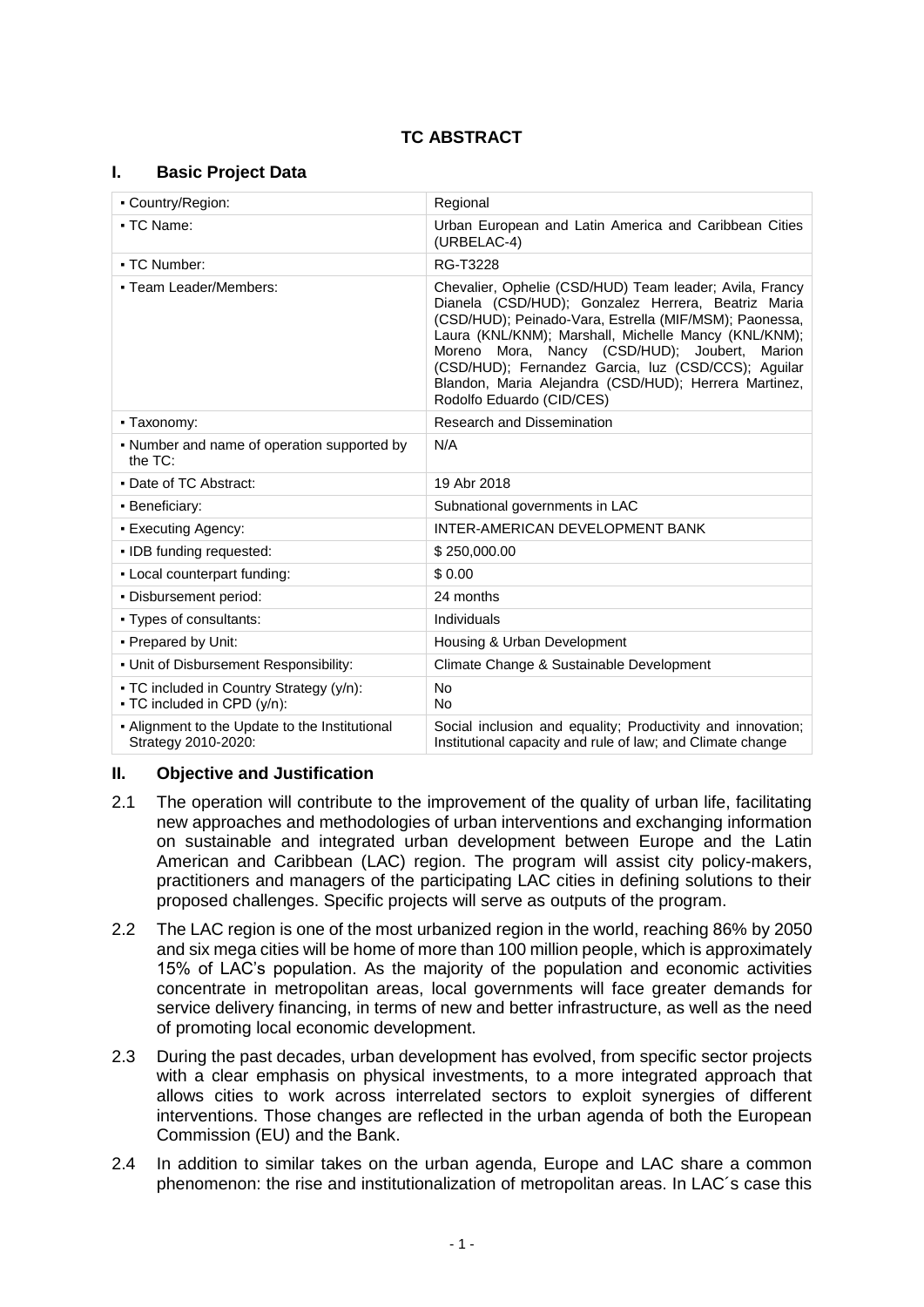# TC ABSTRACT

## I. Basic Project Data

| | |
|---|---|
| ▪ Country/Region: | Regional |
| ▪ TC Name: | Urban European and Latin America and Caribbean Cities (URBELAC-4) |
| ▪ TC Number: | RG-T3228 |
| ▪ Team Leader/Members: | Chevalier, Ophelie (CSD/HUD) Team leader; Avila, Francy Dianela (CSD/HUD); Gonzalez Herrera, Beatriz Maria (CSD/HUD); Peinado-Vara, Estrella (MIF/MSM); Paonessa, Laura (KNL/KNM); Marshall, Michelle Mancy (KNL/KNM); Moreno Mora, Nancy (CSD/HUD); Joubert, Marion (CSD/HUD); Fernandez Garcia, luz (CSD/CCS); Aguilar Blandon, Maria Alejandra (CSD/HUD); Herrera Martinez, Rodolfo Eduardo (CID/CES) |
| ▪ Taxonomy: | Research and Dissemination |
| ▪ Number and name of operation supported by the TC: | N/A |
| ▪ Date of TC Abstract: | 19 Abr 2018 |
| ▪ Beneficiary: | Subnational governments in LAC |
| ▪ Executing Agency: | INTER-AMERICAN DEVELOPMENT BANK |
| ▪ IDB funding requested: | $ 250,000.00 |
| ▪ Local counterpart funding: | $ 0.00 |
| ▪ Disbursement period: | 24 months |
| ▪ Types of consultants: | Individuals |
| ▪ Prepared by Unit: | Housing & Urban Development |
| ▪ Unit of Disbursement Responsibility: | Climate Change & Sustainable Development |
| ▪ TC included in Country Strategy (y/n):<br>▪ TC included in CPD (y/n): | No<br>No |
| ▪ Alignment to the Update to the Institutional Strategy 2010-2020: | Social inclusion and equality; Productivity and innovation; Institutional capacity and rule of law; and Climate change |

## II. Objective and Justification

2.1 The operation will contribute to the improvement of the quality of urban life, facilitating new approaches and methodologies of urban interventions and exchanging information on sustainable and integrated urban development between Europe and the Latin American and Caribbean (LAC) region. The program will assist city policy-makers, practitioners and managers of the participating LAC cities in defining solutions to their proposed challenges. Specific projects will serve as outputs of the program.

2.2 The LAC region is one of the most urbanized region in the world, reaching 86% by 2050 and six mega cities will be home of more than 100 million people, which is approximately 15% of LAC's population. As the majority of the population and economic activities concentrate in metropolitan areas, local governments will face greater demands for service delivery financing, in terms of new and better infrastructure, as well as the need of promoting local economic development.

2.3 During the past decades, urban development has evolved, from specific sector projects with a clear emphasis on physical investments, to a more integrated approach that allows cities to work across interrelated sectors to exploit synergies of different interventions. Those changes are reflected in the urban agenda of both the European Commission (EU) and the Bank.

2.4 In addition to similar takes on the urban agenda, Europe and LAC share a common phenomenon: the rise and institutionalization of metropolitan areas. In LAC´s case this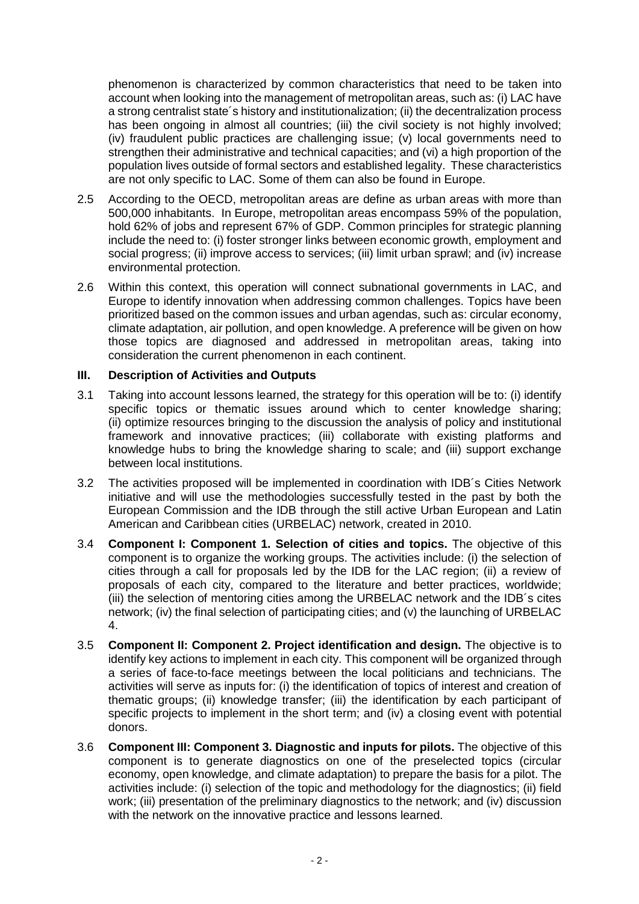phenomenon is characterized by common characteristics that need to be taken into account when looking into the management of metropolitan areas, such as: (i) LAC have a strong centralist state´s history and institutionalization; (ii) the decentralization process has been ongoing in almost all countries; (iii) the civil society is not highly involved; (iv) fraudulent public practices are challenging issue; (v) local governments need to strengthen their administrative and technical capacities; and (vi) a high proportion of the population lives outside of formal sectors and established legality. These characteristics are not only specific to LAC. Some of them can also be found in Europe.

2.5 According to the OECD, metropolitan areas are define as urban areas with more than 500,000 inhabitants. In Europe, metropolitan areas encompass 59% of the population, hold 62% of jobs and represent 67% of GDP. Common principles for strategic planning include the need to: (i) foster stronger links between economic growth, employment and social progress; (ii) improve access to services; (iii) limit urban sprawl; and (iv) increase environmental protection.

2.6 Within this context, this operation will connect subnational governments in LAC, and Europe to identify innovation when addressing common challenges. Topics have been prioritized based on the common issues and urban agendas, such as: circular economy, climate adaptation, air pollution, and open knowledge. A preference will be given on how those topics are diagnosed and addressed in metropolitan areas, taking into consideration the current phenomenon in each continent.

## III. Description of Activities and Outputs

3.1 Taking into account lessons learned, the strategy for this operation will be to: (i) identify specific topics or thematic issues around which to center knowledge sharing; (ii) optimize resources bringing to the discussion the analysis of policy and institutional framework and innovative practices; (iii) collaborate with existing platforms and knowledge hubs to bring the knowledge sharing to scale; and (iii) support exchange between local institutions.

3.2 The activities proposed will be implemented in coordination with IDB´s Cities Network initiative and will use the methodologies successfully tested in the past by both the European Commission and the IDB through the still active Urban European and Latin American and Caribbean cities (URBELAC) network, created in 2010.

3.4 **Component I: Component 1. Selection of cities and topics.** The objective of this component is to organize the working groups. The activities include: (i) the selection of cities through a call for proposals led by the IDB for the LAC region; (ii) a review of proposals of each city, compared to the literature and better practices, worldwide; (iii) the selection of mentoring cities among the URBELAC network and the IDB´s cites network; (iv) the final selection of participating cities; and (v) the launching of URBELAC 4.

3.5 **Component II: Component 2. Project identification and design.** The objective is to identify key actions to implement in each city. This component will be organized through a series of face-to-face meetings between the local politicians and technicians. The activities will serve as inputs for: (i) the identification of topics of interest and creation of thematic groups; (ii) knowledge transfer; (iii) the identification by each participant of specific projects to implement in the short term; and (iv) a closing event with potential donors.

3.6 **Component III: Component 3. Diagnostic and inputs for pilots.** The objective of this component is to generate diagnostics on one of the preselected topics (circular economy, open knowledge, and climate adaptation) to prepare the basis for a pilot. The activities include: (i) selection of the topic and methodology for the diagnostics; (ii) field work; (iii) presentation of the preliminary diagnostics to the network; and (iv) discussion with the network on the innovative practice and lessons learned.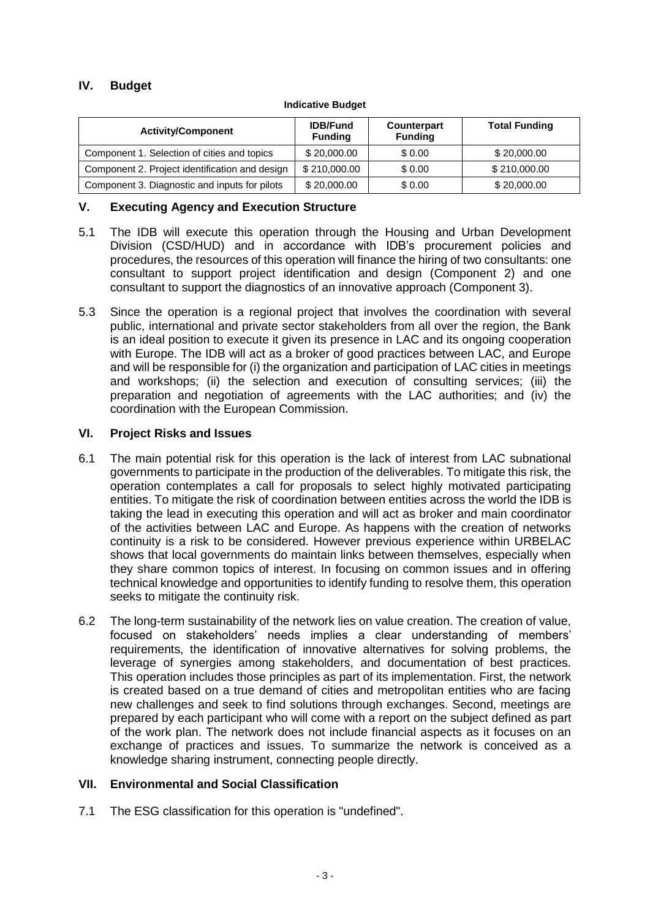## IV. Budget

**Indicative Budget**

| Activity/Component | IDB/Fund Funding | Counterpart Funding | Total Funding |
| --- | --- | --- | --- |
| Component 1. Selection of cities and topics | $ 20,000.00 | $ 0.00 | $ 20,000.00 |
| Component 2. Project identification and design | $ 210,000.00 | $ 0.00 | $ 210,000.00 |
| Component 3. Diagnostic and inputs for pilots | $ 20,000.00 | $ 0.00 | $ 20,000.00 |

## V. Executing Agency and Execution Structure

5.1 The IDB will execute this operation through the Housing and Urban Development Division (CSD/HUD) and in accordance with IDB's procurement policies and procedures, the resources of this operation will finance the hiring of two consultants: one consultant to support project identification and design (Component 2) and one consultant to support the diagnostics of an innovative approach (Component 3).

5.3 Since the operation is a regional project that involves the coordination with several public, international and private sector stakeholders from all over the region, the Bank is an ideal position to execute it given its presence in LAC and its ongoing cooperation with Europe. The IDB will act as a broker of good practices between LAC, and Europe and will be responsible for (i) the organization and participation of LAC cities in meetings and workshops; (ii) the selection and execution of consulting services; (iii) the preparation and negotiation of agreements with the LAC authorities; and (iv) the coordination with the European Commission.

## VI. Project Risks and Issues

6.1 The main potential risk for this operation is the lack of interest from LAC subnational governments to participate in the production of the deliverables. To mitigate this risk, the operation contemplates a call for proposals to select highly motivated participating entities. To mitigate the risk of coordination between entities across the world the IDB is taking the lead in executing this operation and will act as broker and main coordinator of the activities between LAC and Europe. As happens with the creation of networks continuity is a risk to be considered. However previous experience within URBELAC shows that local governments do maintain links between themselves, especially when they share common topics of interest. In focusing on common issues and in offering technical knowledge and opportunities to identify funding to resolve them, this operation seeks to mitigate the continuity risk.

6.2 The long-term sustainability of the network lies on value creation. The creation of value, focused on stakeholders' needs implies a clear understanding of members' requirements, the identification of innovative alternatives for solving problems, the leverage of synergies among stakeholders, and documentation of best practices. This operation includes those principles as part of its implementation. First, the network is created based on a true demand of cities and metropolitan entities who are facing new challenges and seek to find solutions through exchanges. Second, meetings are prepared by each participant who will come with a report on the subject defined as part of the work plan. The network does not include financial aspects as it focuses on an exchange of practices and issues. To summarize the network is conceived as a knowledge sharing instrument, connecting people directly.

## VII. Environmental and Social Classification

7.1 The ESG classification for this operation is "undefined".